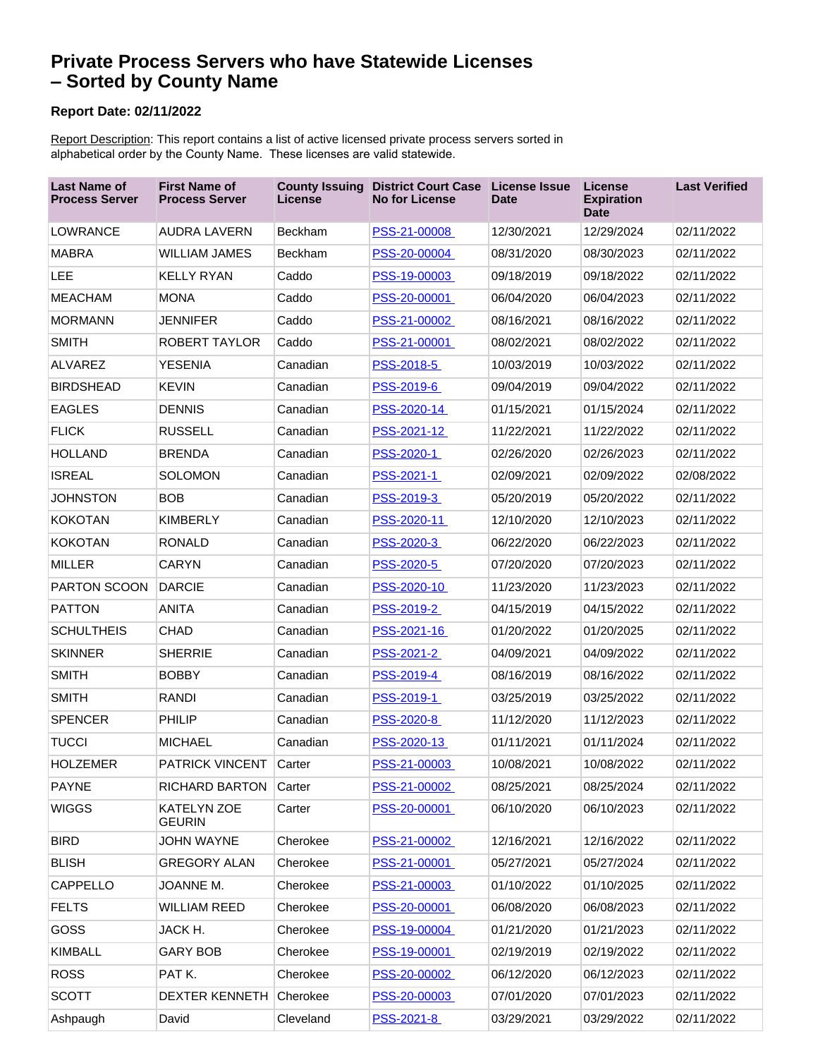# Private Process Servers who have Statewide Licenses – Sorted by County Name

**Report Date: 02/11/2022**

Report Description: This report contains a list of active licensed private process servers sorted in alphabetical order by the County Name. These licenses are valid statewide.

| Last Name of Process Server | First Name of Process Server | County Issuing License | District Court Case No for License | License Issue Date | License Expiration Date | Last Verified |
|---|---|---|---|---|---|---|
| LOWRANCE | AUDRA LAVERN | Beckham | PSS-21-00008 | 12/30/2021 | 12/29/2024 | 02/11/2022 |
| MABRA | WILLIAM JAMES | Beckham | PSS-20-00004 | 08/31/2020 | 08/30/2023 | 02/11/2022 |
| LEE | KELLY RYAN | Caddo | PSS-19-00003 | 09/18/2019 | 09/18/2022 | 02/11/2022 |
| MEACHAM | MONA | Caddo | PSS-20-00001 | 06/04/2020 | 06/04/2023 | 02/11/2022 |
| MORMANN | JENNIFER | Caddo | PSS-21-00002 | 08/16/2021 | 08/16/2022 | 02/11/2022 |
| SMITH | ROBERT TAYLOR | Caddo | PSS-21-00001 | 08/02/2021 | 08/02/2022 | 02/11/2022 |
| ALVAREZ | YESENIA | Canadian | PSS-2018-5 | 10/03/2019 | 10/03/2022 | 02/11/2022 |
| BIRDSHEAD | KEVIN | Canadian | PSS-2019-6 | 09/04/2019 | 09/04/2022 | 02/11/2022 |
| EAGLES | DENNIS | Canadian | PSS-2020-14 | 01/15/2021 | 01/15/2024 | 02/11/2022 |
| FLICK | RUSSELL | Canadian | PSS-2021-12 | 11/22/2021 | 11/22/2022 | 02/11/2022 |
| HOLLAND | BRENDA | Canadian | PSS-2020-1 | 02/26/2020 | 02/26/2023 | 02/11/2022 |
| ISREAL | SOLOMON | Canadian | PSS-2021-1 | 02/09/2021 | 02/09/2022 | 02/08/2022 |
| JOHNSTON | BOB | Canadian | PSS-2019-3 | 05/20/2019 | 05/20/2022 | 02/11/2022 |
| KOKOTAN | KIMBERLY | Canadian | PSS-2020-11 | 12/10/2020 | 12/10/2023 | 02/11/2022 |
| KOKOTAN | RONALD | Canadian | PSS-2020-3 | 06/22/2020 | 06/22/2023 | 02/11/2022 |
| MILLER | CARYN | Canadian | PSS-2020-5 | 07/20/2020 | 07/20/2023 | 02/11/2022 |
| PARTON SCOON | DARCIE | Canadian | PSS-2020-10 | 11/23/2020 | 11/23/2023 | 02/11/2022 |
| PATTON | ANITA | Canadian | PSS-2019-2 | 04/15/2019 | 04/15/2022 | 02/11/2022 |
| SCHULTHEIS | CHAD | Canadian | PSS-2021-16 | 01/20/2022 | 01/20/2025 | 02/11/2022 |
| SKINNER | SHERRIE | Canadian | PSS-2021-2 | 04/09/2021 | 04/09/2022 | 02/11/2022 |
| SMITH | BOBBY | Canadian | PSS-2019-4 | 08/16/2019 | 08/16/2022 | 02/11/2022 |
| SMITH | RANDI | Canadian | PSS-2019-1 | 03/25/2019 | 03/25/2022 | 02/11/2022 |
| SPENCER | PHILIP | Canadian | PSS-2020-8 | 11/12/2020 | 11/12/2023 | 02/11/2022 |
| TUCCI | MICHAEL | Canadian | PSS-2020-13 | 01/11/2021 | 01/11/2024 | 02/11/2022 |
| HOLZEMER | PATRICK VINCENT | Carter | PSS-21-00003 | 10/08/2021 | 10/08/2022 | 02/11/2022 |
| PAYNE | RICHARD BARTON | Carter | PSS-21-00002 | 08/25/2021 | 08/25/2024 | 02/11/2022 |
| WIGGS | KATELYN ZOE GEURIN | Carter | PSS-20-00001 | 06/10/2020 | 06/10/2023 | 02/11/2022 |
| BIRD | JOHN WAYNE | Cherokee | PSS-21-00002 | 12/16/2021 | 12/16/2022 | 02/11/2022 |
| BLISH | GREGORY ALAN | Cherokee | PSS-21-00001 | 05/27/2021 | 05/27/2024 | 02/11/2022 |
| CAPPELLO | JOANNE M. | Cherokee | PSS-21-00003 | 01/10/2022 | 01/10/2025 | 02/11/2022 |
| FELTS | WILLIAM REED | Cherokee | PSS-20-00001 | 06/08/2020 | 06/08/2023 | 02/11/2022 |
| GOSS | JACK H. | Cherokee | PSS-19-00004 | 01/21/2020 | 01/21/2023 | 02/11/2022 |
| KIMBALL | GARY BOB | Cherokee | PSS-19-00001 | 02/19/2019 | 02/19/2022 | 02/11/2022 |
| ROSS | PAT K. | Cherokee | PSS-20-00002 | 06/12/2020 | 06/12/2023 | 02/11/2022 |
| SCOTT | DEXTER KENNETH | Cherokee | PSS-20-00003 | 07/01/2020 | 07/01/2023 | 02/11/2022 |
| Ashpaugh | David | Cleveland | PSS-2021-8 | 03/29/2021 | 03/29/2022 | 02/11/2022 |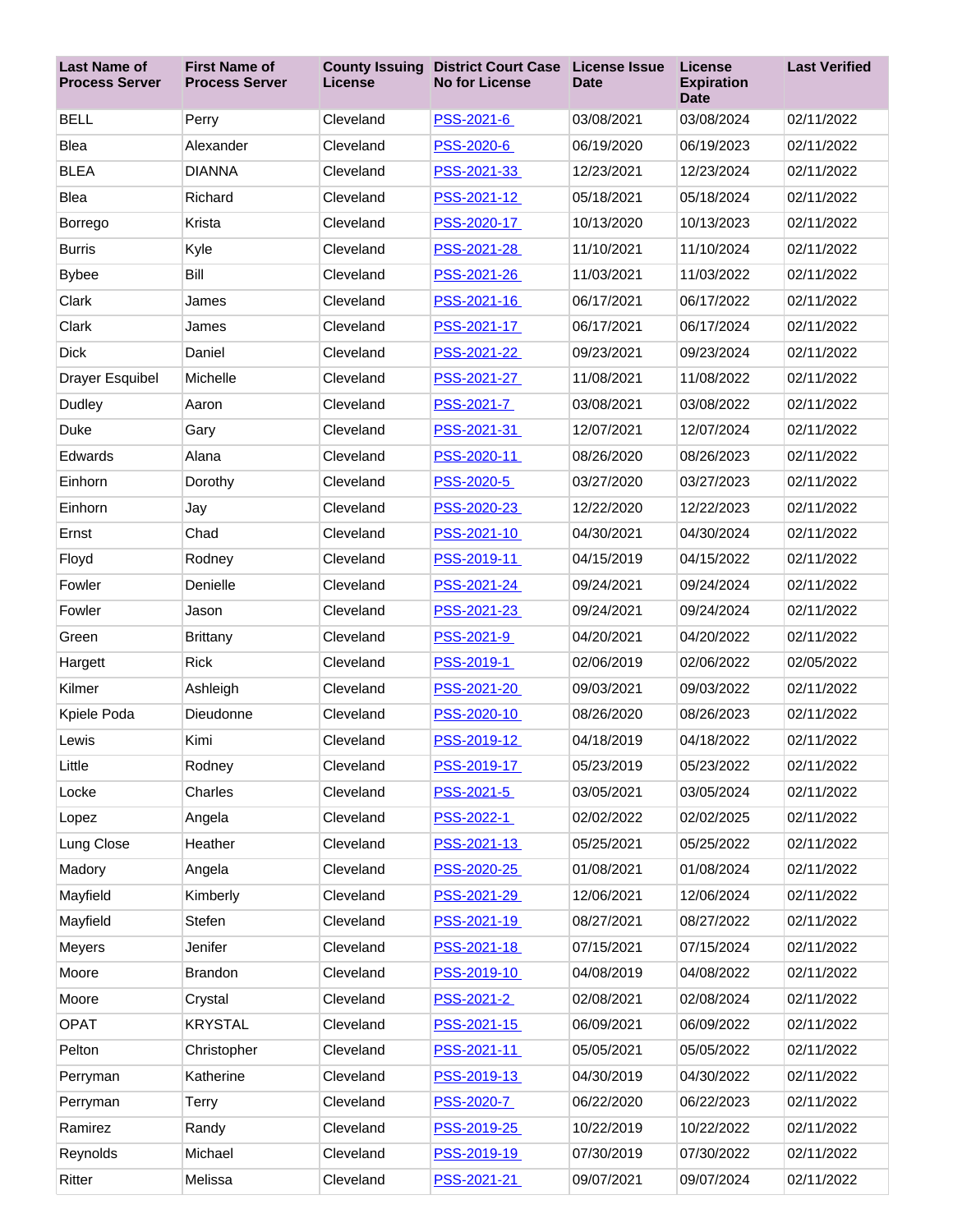| Last Name of Process Server | First Name of Process Server | County Issuing License | District Court Case No for License | License Issue Date | License Expiration Date | Last Verified |
|---|---|---|---|---|---|---|
| BELL | Perry | Cleveland | PSS-2021-6 | 03/08/2021 | 03/08/2024 | 02/11/2022 |
| Blea | Alexander | Cleveland | PSS-2020-6 | 06/19/2020 | 06/19/2023 | 02/11/2022 |
| BLEA | DIANNA | Cleveland | PSS-2021-33 | 12/23/2021 | 12/23/2024 | 02/11/2022 |
| Blea | Richard | Cleveland | PSS-2021-12 | 05/18/2021 | 05/18/2024 | 02/11/2022 |
| Borrego | Krista | Cleveland | PSS-2020-17 | 10/13/2020 | 10/13/2023 | 02/11/2022 |
| Burris | Kyle | Cleveland | PSS-2021-28 | 11/10/2021 | 11/10/2024 | 02/11/2022 |
| Bybee | Bill | Cleveland | PSS-2021-26 | 11/03/2021 | 11/03/2022 | 02/11/2022 |
| Clark | James | Cleveland | PSS-2021-16 | 06/17/2021 | 06/17/2022 | 02/11/2022 |
| Clark | James | Cleveland | PSS-2021-17 | 06/17/2021 | 06/17/2024 | 02/11/2022 |
| Dick | Daniel | Cleveland | PSS-2021-22 | 09/23/2021 | 09/23/2024 | 02/11/2022 |
| Drayer Esquibel | Michelle | Cleveland | PSS-2021-27 | 11/08/2021 | 11/08/2022 | 02/11/2022 |
| Dudley | Aaron | Cleveland | PSS-2021-7 | 03/08/2021 | 03/08/2022 | 02/11/2022 |
| Duke | Gary | Cleveland | PSS-2021-31 | 12/07/2021 | 12/07/2024 | 02/11/2022 |
| Edwards | Alana | Cleveland | PSS-2020-11 | 08/26/2020 | 08/26/2023 | 02/11/2022 |
| Einhorn | Dorothy | Cleveland | PSS-2020-5 | 03/27/2020 | 03/27/2023 | 02/11/2022 |
| Einhorn | Jay | Cleveland | PSS-2020-23 | 12/22/2020 | 12/22/2023 | 02/11/2022 |
| Ernst | Chad | Cleveland | PSS-2021-10 | 04/30/2021 | 04/30/2024 | 02/11/2022 |
| Floyd | Rodney | Cleveland | PSS-2019-11 | 04/15/2019 | 04/15/2022 | 02/11/2022 |
| Fowler | Denielle | Cleveland | PSS-2021-24 | 09/24/2021 | 09/24/2024 | 02/11/2022 |
| Fowler | Jason | Cleveland | PSS-2021-23 | 09/24/2021 | 09/24/2024 | 02/11/2022 |
| Green | Brittany | Cleveland | PSS-2021-9 | 04/20/2021 | 04/20/2022 | 02/11/2022 |
| Hargett | Rick | Cleveland | PSS-2019-1 | 02/06/2019 | 02/06/2022 | 02/05/2022 |
| Kilmer | Ashleigh | Cleveland | PSS-2021-20 | 09/03/2021 | 09/03/2022 | 02/11/2022 |
| Kpiele Poda | Dieudonne | Cleveland | PSS-2020-10 | 08/26/2020 | 08/26/2023 | 02/11/2022 |
| Lewis | Kimi | Cleveland | PSS-2019-12 | 04/18/2019 | 04/18/2022 | 02/11/2022 |
| Little | Rodney | Cleveland | PSS-2019-17 | 05/23/2019 | 05/23/2022 | 02/11/2022 |
| Locke | Charles | Cleveland | PSS-2021-5 | 03/05/2021 | 03/05/2024 | 02/11/2022 |
| Lopez | Angela | Cleveland | PSS-2022-1 | 02/02/2022 | 02/02/2025 | 02/11/2022 |
| Lung Close | Heather | Cleveland | PSS-2021-13 | 05/25/2021 | 05/25/2022 | 02/11/2022 |
| Madory | Angela | Cleveland | PSS-2020-25 | 01/08/2021 | 01/08/2024 | 02/11/2022 |
| Mayfield | Kimberly | Cleveland | PSS-2021-29 | 12/06/2021 | 12/06/2024 | 02/11/2022 |
| Mayfield | Stefen | Cleveland | PSS-2021-19 | 08/27/2021 | 08/27/2022 | 02/11/2022 |
| Meyers | Jenifer | Cleveland | PSS-2021-18 | 07/15/2021 | 07/15/2024 | 02/11/2022 |
| Moore | Brandon | Cleveland | PSS-2019-10 | 04/08/2019 | 04/08/2022 | 02/11/2022 |
| Moore | Crystal | Cleveland | PSS-2021-2 | 02/08/2021 | 02/08/2024 | 02/11/2022 |
| OPAT | KRYSTAL | Cleveland | PSS-2021-15 | 06/09/2021 | 06/09/2022 | 02/11/2022 |
| Pelton | Christopher | Cleveland | PSS-2021-11 | 05/05/2021 | 05/05/2022 | 02/11/2022 |
| Perryman | Katherine | Cleveland | PSS-2019-13 | 04/30/2019 | 04/30/2022 | 02/11/2022 |
| Perryman | Terry | Cleveland | PSS-2020-7 | 06/22/2020 | 06/22/2023 | 02/11/2022 |
| Ramirez | Randy | Cleveland | PSS-2019-25 | 10/22/2019 | 10/22/2022 | 02/11/2022 |
| Reynolds | Michael | Cleveland | PSS-2019-19 | 07/30/2019 | 07/30/2022 | 02/11/2022 |
| Ritter | Melissa | Cleveland | PSS-2021-21 | 09/07/2021 | 09/07/2024 | 02/11/2022 |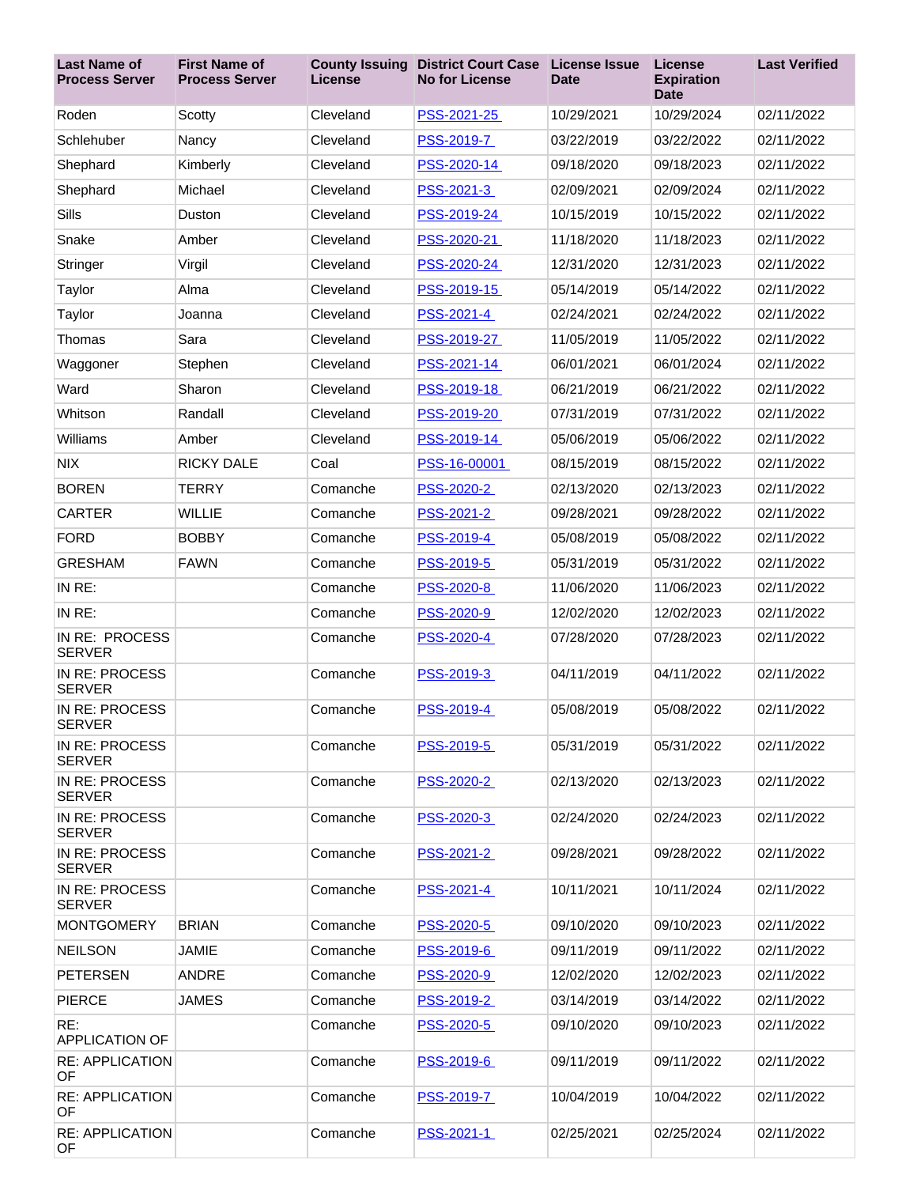| Last Name of Process Server | First Name of Process Server | County Issuing License | District Court Case No for License | License Issue Date | License Expiration Date | Last Verified |
|---|---|---|---|---|---|---|
| Roden | Scotty | Cleveland | PSS-2021-25 | 10/29/2021 | 10/29/2024 | 02/11/2022 |
| Schlehuber | Nancy | Cleveland | PSS-2019-7 | 03/22/2019 | 03/22/2022 | 02/11/2022 |
| Shephard | Kimberly | Cleveland | PSS-2020-14 | 09/18/2020 | 09/18/2023 | 02/11/2022 |
| Shephard | Michael | Cleveland | PSS-2021-3 | 02/09/2021 | 02/09/2024 | 02/11/2022 |
| Sills | Duston | Cleveland | PSS-2019-24 | 10/15/2019 | 10/15/2022 | 02/11/2022 |
| Snake | Amber | Cleveland | PSS-2020-21 | 11/18/2020 | 11/18/2023 | 02/11/2022 |
| Stringer | Virgil | Cleveland | PSS-2020-24 | 12/31/2020 | 12/31/2023 | 02/11/2022 |
| Taylor | Alma | Cleveland | PSS-2019-15 | 05/14/2019 | 05/14/2022 | 02/11/2022 |
| Taylor | Joanna | Cleveland | PSS-2021-4 | 02/24/2021 | 02/24/2022 | 02/11/2022 |
| Thomas | Sara | Cleveland | PSS-2019-27 | 11/05/2019 | 11/05/2022 | 02/11/2022 |
| Waggoner | Stephen | Cleveland | PSS-2021-14 | 06/01/2021 | 06/01/2024 | 02/11/2022 |
| Ward | Sharon | Cleveland | PSS-2019-18 | 06/21/2019 | 06/21/2022 | 02/11/2022 |
| Whitson | Randall | Cleveland | PSS-2019-20 | 07/31/2019 | 07/31/2022 | 02/11/2022 |
| Williams | Amber | Cleveland | PSS-2019-14 | 05/06/2019 | 05/06/2022 | 02/11/2022 |
| NIX | RICKY DALE | Coal | PSS-16-00001 | 08/15/2019 | 08/15/2022 | 02/11/2022 |
| BOREN | TERRY | Comanche | PSS-2020-2 | 02/13/2020 | 02/13/2023 | 02/11/2022 |
| CARTER | WILLIE | Comanche | PSS-2021-2 | 09/28/2021 | 09/28/2022 | 02/11/2022 |
| FORD | BOBBY | Comanche | PSS-2019-4 | 05/08/2019 | 05/08/2022 | 02/11/2022 |
| GRESHAM | FAWN | Comanche | PSS-2019-5 | 05/31/2019 | 05/31/2022 | 02/11/2022 |
| IN RE: | | Comanche | PSS-2020-8 | 11/06/2020 | 11/06/2023 | 02/11/2022 |
| IN RE: | | Comanche | PSS-2020-9 | 12/02/2020 | 12/02/2023 | 02/11/2022 |
| IN RE: PROCESS SERVER | | Comanche | PSS-2020-4 | 07/28/2020 | 07/28/2023 | 02/11/2022 |
| IN RE: PROCESS SERVER | | Comanche | PSS-2019-3 | 04/11/2019 | 04/11/2022 | 02/11/2022 |
| IN RE: PROCESS SERVER | | Comanche | PSS-2019-4 | 05/08/2019 | 05/08/2022 | 02/11/2022 |
| IN RE: PROCESS SERVER | | Comanche | PSS-2019-5 | 05/31/2019 | 05/31/2022 | 02/11/2022 |
| IN RE: PROCESS SERVER | | Comanche | PSS-2020-2 | 02/13/2020 | 02/13/2023 | 02/11/2022 |
| IN RE: PROCESS SERVER | | Comanche | PSS-2020-3 | 02/24/2020 | 02/24/2023 | 02/11/2022 |
| IN RE: PROCESS SERVER | | Comanche | PSS-2021-2 | 09/28/2021 | 09/28/2022 | 02/11/2022 |
| IN RE: PROCESS SERVER | | Comanche | PSS-2021-4 | 10/11/2021 | 10/11/2024 | 02/11/2022 |
| MONTGOMERY | BRIAN | Comanche | PSS-2020-5 | 09/10/2020 | 09/10/2023 | 02/11/2022 |
| NEILSON | JAMIE | Comanche | PSS-2019-6 | 09/11/2019 | 09/11/2022 | 02/11/2022 |
| PETERSEN | ANDRE | Comanche | PSS-2020-9 | 12/02/2020 | 12/02/2023 | 02/11/2022 |
| PIERCE | JAMES | Comanche | PSS-2019-2 | 03/14/2019 | 03/14/2022 | 02/11/2022 |
| RE: APPLICATION OF | | Comanche | PSS-2020-5 | 09/10/2020 | 09/10/2023 | 02/11/2022 |
| RE: APPLICATION OF | | Comanche | PSS-2019-6 | 09/11/2019 | 09/11/2022 | 02/11/2022 |
| RE: APPLICATION OF | | Comanche | PSS-2019-7 | 10/04/2019 | 10/04/2022 | 02/11/2022 |
| RE: APPLICATION OF | | Comanche | PSS-2021-1 | 02/25/2021 | 02/25/2024 | 02/11/2022 |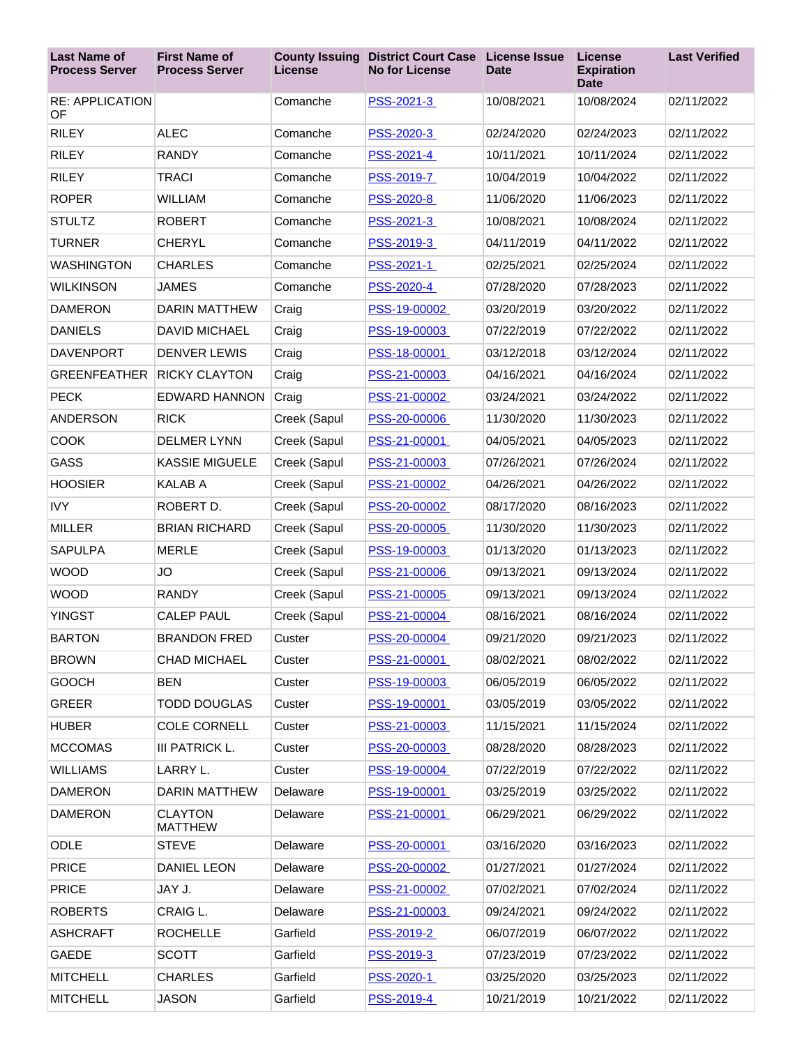| Last Name of Process Server | First Name of Process Server | County Issuing License | District Court Case No for License | License Issue Date | License Expiration Date | Last Verified |
|---|---|---|---|---|---|---|
| RE: APPLICATION OF | | Comanche | PSS-2021-3 | 10/08/2021 | 10/08/2024 | 02/11/2022 |
| RILEY | ALEC | Comanche | PSS-2020-3 | 02/24/2020 | 02/24/2023 | 02/11/2022 |
| RILEY | RANDY | Comanche | PSS-2021-4 | 10/11/2021 | 10/11/2024 | 02/11/2022 |
| RILEY | TRACI | Comanche | PSS-2019-7 | 10/04/2019 | 10/04/2022 | 02/11/2022 |
| ROPER | WILLIAM | Comanche | PSS-2020-8 | 11/06/2020 | 11/06/2023 | 02/11/2022 |
| STULTZ | ROBERT | Comanche | PSS-2021-3 | 10/08/2021 | 10/08/2024 | 02/11/2022 |
| TURNER | CHERYL | Comanche | PSS-2019-3 | 04/11/2019 | 04/11/2022 | 02/11/2022 |
| WASHINGTON | CHARLES | Comanche | PSS-2021-1 | 02/25/2021 | 02/25/2024 | 02/11/2022 |
| WILKINSON | JAMES | Comanche | PSS-2020-4 | 07/28/2020 | 07/28/2023 | 02/11/2022 |
| DAMERON | DARIN MATTHEW | Craig | PSS-19-00002 | 03/20/2019 | 03/20/2022 | 02/11/2022 |
| DANIELS | DAVID MICHAEL | Craig | PSS-19-00003 | 07/22/2019 | 07/22/2022 | 02/11/2022 |
| DAVENPORT | DENVER LEWIS | Craig | PSS-18-00001 | 03/12/2018 | 03/12/2024 | 02/11/2022 |
| GREENFEATHER | RICKY CLAYTON | Craig | PSS-21-00003 | 04/16/2021 | 04/16/2024 | 02/11/2022 |
| PECK | EDWARD HANNON | Craig | PSS-21-00002 | 03/24/2021 | 03/24/2022 | 02/11/2022 |
| ANDERSON | RICK | Creek (Sapul | PSS-20-00006 | 11/30/2020 | 11/30/2023 | 02/11/2022 |
| COOK | DELMER LYNN | Creek (Sapul | PSS-21-00001 | 04/05/2021 | 04/05/2023 | 02/11/2022 |
| GASS | KASSIE MIGUELE | Creek (Sapul | PSS-21-00003 | 07/26/2021 | 07/26/2024 | 02/11/2022 |
| HOOSIER | KALAB A | Creek (Sapul | PSS-21-00002 | 04/26/2021 | 04/26/2022 | 02/11/2022 |
| IVY | ROBERT D. | Creek (Sapul | PSS-20-00002 | 08/17/2020 | 08/16/2023 | 02/11/2022 |
| MILLER | BRIAN RICHARD | Creek (Sapul | PSS-20-00005 | 11/30/2020 | 11/30/2023 | 02/11/2022 |
| SAPULPA | MERLE | Creek (Sapul | PSS-19-00003 | 01/13/2020 | 01/13/2023 | 02/11/2022 |
| WOOD | JO | Creek (Sapul | PSS-21-00006 | 09/13/2021 | 09/13/2024 | 02/11/2022 |
| WOOD | RANDY | Creek (Sapul | PSS-21-00005 | 09/13/2021 | 09/13/2024 | 02/11/2022 |
| YINGST | CALEP PAUL | Creek (Sapul | PSS-21-00004 | 08/16/2021 | 08/16/2024 | 02/11/2022 |
| BARTON | BRANDON FRED | Custer | PSS-20-00004 | 09/21/2020 | 09/21/2023 | 02/11/2022 |
| BROWN | CHAD MICHAEL | Custer | PSS-21-00001 | 08/02/2021 | 08/02/2022 | 02/11/2022 |
| GOOCH | BEN | Custer | PSS-19-00003 | 06/05/2019 | 06/05/2022 | 02/11/2022 |
| GREER | TODD DOUGLAS | Custer | PSS-19-00001 | 03/05/2019 | 03/05/2022 | 02/11/2022 |
| HUBER | COLE CORNELL | Custer | PSS-21-00003 | 11/15/2021 | 11/15/2024 | 02/11/2022 |
| MCCOMAS | III PATRICK L. | Custer | PSS-20-00003 | 08/28/2020 | 08/28/2023 | 02/11/2022 |
| WILLIAMS | LARRY L. | Custer | PSS-19-00004 | 07/22/2019 | 07/22/2022 | 02/11/2022 |
| DAMERON | DARIN MATTHEW | Delaware | PSS-19-00001 | 03/25/2019 | 03/25/2022 | 02/11/2022 |
| DAMERON | CLAYTON MATTHEW | Delaware | PSS-21-00001 | 06/29/2021 | 06/29/2022 | 02/11/2022 |
| ODLE | STEVE | Delaware | PSS-20-00001 | 03/16/2020 | 03/16/2023 | 02/11/2022 |
| PRICE | DANIEL LEON | Delaware | PSS-20-00002 | 01/27/2021 | 01/27/2024 | 02/11/2022 |
| PRICE | JAY J. | Delaware | PSS-21-00002 | 07/02/2021 | 07/02/2024 | 02/11/2022 |
| ROBERTS | CRAIG L. | Delaware | PSS-21-00003 | 09/24/2021 | 09/24/2022 | 02/11/2022 |
| ASHCRAFT | ROCHELLE | Garfield | PSS-2019-2 | 06/07/2019 | 06/07/2022 | 02/11/2022 |
| GAEDE | SCOTT | Garfield | PSS-2019-3 | 07/23/2019 | 07/23/2022 | 02/11/2022 |
| MITCHELL | CHARLES | Garfield | PSS-2020-1 | 03/25/2020 | 03/25/2023 | 02/11/2022 |
| MITCHELL | JASON | Garfield | PSS-2019-4 | 10/21/2019 | 10/21/2022 | 02/11/2022 |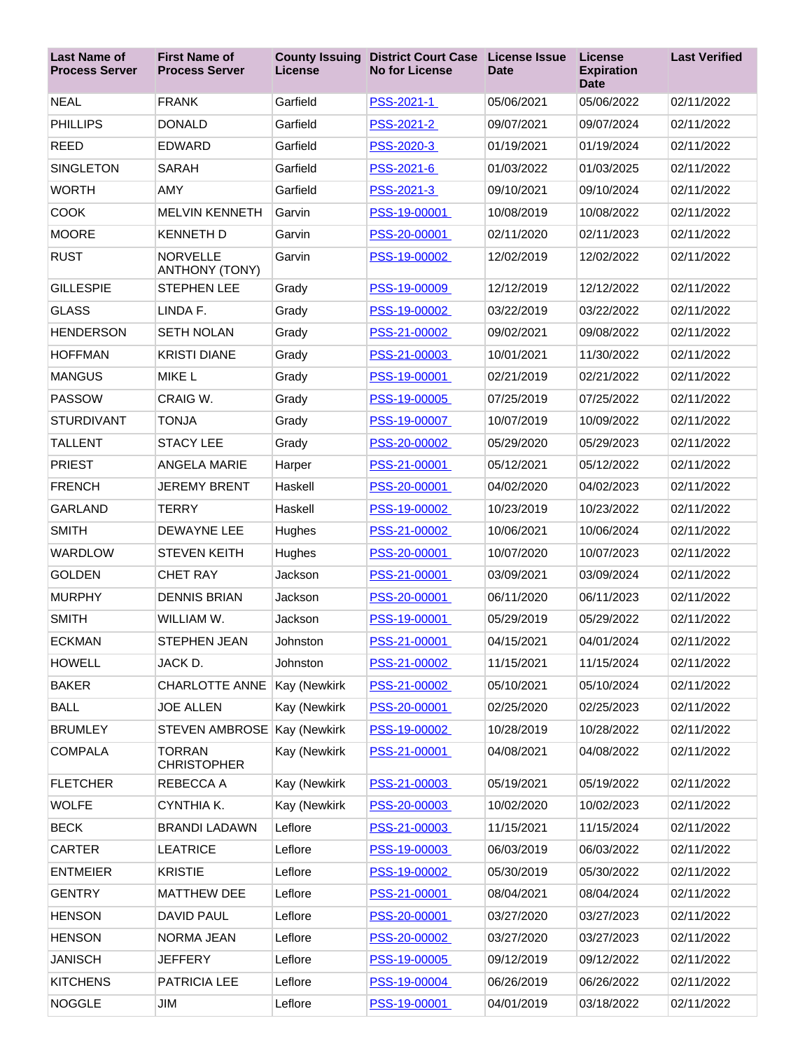| Last Name of Process Server | First Name of Process Server | County Issuing License | District Court Case No for License | License Issue Date | License Expiration Date | Last Verified |
|---|---|---|---|---|---|---|
| NEAL | FRANK | Garfield | PSS-2021-1 | 05/06/2021 | 05/06/2022 | 02/11/2022 |
| PHILLIPS | DONALD | Garfield | PSS-2021-2 | 09/07/2021 | 09/07/2024 | 02/11/2022 |
| REED | EDWARD | Garfield | PSS-2020-3 | 01/19/2021 | 01/19/2024 | 02/11/2022 |
| SINGLETON | SARAH | Garfield | PSS-2021-6 | 01/03/2022 | 01/03/2025 | 02/11/2022 |
| WORTH | AMY | Garfield | PSS-2021-3 | 09/10/2021 | 09/10/2024 | 02/11/2022 |
| COOK | MELVIN KENNETH | Garvin | PSS-19-00001 | 10/08/2019 | 10/08/2022 | 02/11/2022 |
| MOORE | KENNETH D | Garvin | PSS-20-00001 | 02/11/2020 | 02/11/2023 | 02/11/2022 |
| RUST | NORVELLE ANTHONY (TONY) | Garvin | PSS-19-00002 | 12/02/2019 | 12/02/2022 | 02/11/2022 |
| GILLESPIE | STEPHEN LEE | Grady | PSS-19-00009 | 12/12/2019 | 12/12/2022 | 02/11/2022 |
| GLASS | LINDA F. | Grady | PSS-19-00002 | 03/22/2019 | 03/22/2022 | 02/11/2022 |
| HENDERSON | SETH NOLAN | Grady | PSS-21-00002 | 09/02/2021 | 09/08/2022 | 02/11/2022 |
| HOFFMAN | KRISTI DIANE | Grady | PSS-21-00003 | 10/01/2021 | 11/30/2022 | 02/11/2022 |
| MANGUS | MIKE L | Grady | PSS-19-00001 | 02/21/2019 | 02/21/2022 | 02/11/2022 |
| PASSOW | CRAIG W. | Grady | PSS-19-00005 | 07/25/2019 | 07/25/2022 | 02/11/2022 |
| STURDIVANT | TONJA | Grady | PSS-19-00007 | 10/07/2019 | 10/09/2022 | 02/11/2022 |
| TALLENT | STACY LEE | Grady | PSS-20-00002 | 05/29/2020 | 05/29/2023 | 02/11/2022 |
| PRIEST | ANGELA MARIE | Harper | PSS-21-00001 | 05/12/2021 | 05/12/2022 | 02/11/2022 |
| FRENCH | JEREMY BRENT | Haskell | PSS-20-00001 | 04/02/2020 | 04/02/2023 | 02/11/2022 |
| GARLAND | TERRY | Haskell | PSS-19-00002 | 10/23/2019 | 10/23/2022 | 02/11/2022 |
| SMITH | DEWAYNE LEE | Hughes | PSS-21-00002 | 10/06/2021 | 10/06/2024 | 02/11/2022 |
| WARDLOW | STEVEN KEITH | Hughes | PSS-20-00001 | 10/07/2020 | 10/07/2023 | 02/11/2022 |
| GOLDEN | CHET RAY | Jackson | PSS-21-00001 | 03/09/2021 | 03/09/2024 | 02/11/2022 |
| MURPHY | DENNIS BRIAN | Jackson | PSS-20-00001 | 06/11/2020 | 06/11/2023 | 02/11/2022 |
| SMITH | WILLIAM W. | Jackson | PSS-19-00001 | 05/29/2019 | 05/29/2022 | 02/11/2022 |
| ECKMAN | STEPHEN JEAN | Johnston | PSS-21-00001 | 04/15/2021 | 04/01/2024 | 02/11/2022 |
| HOWELL | JACK D. | Johnston | PSS-21-00002 | 11/15/2021 | 11/15/2024 | 02/11/2022 |
| BAKER | CHARLOTTE ANNE | Kay (Newkirk | PSS-21-00002 | 05/10/2021 | 05/10/2024 | 02/11/2022 |
| BALL | JOE ALLEN | Kay (Newkirk | PSS-20-00001 | 02/25/2020 | 02/25/2023 | 02/11/2022 |
| BRUMLEY | STEVEN AMBROSE | Kay (Newkirk | PSS-19-00002 | 10/28/2019 | 10/28/2022 | 02/11/2022 |
| COMPALA | TORRAN CHRISTOPHER | Kay (Newkirk | PSS-21-00001 | 04/08/2021 | 04/08/2022 | 02/11/2022 |
| FLETCHER | REBECCA A | Kay (Newkirk | PSS-21-00003 | 05/19/2021 | 05/19/2022 | 02/11/2022 |
| WOLFE | CYNTHIA K. | Kay (Newkirk | PSS-20-00003 | 10/02/2020 | 10/02/2023 | 02/11/2022 |
| BECK | BRANDI LADAWN | Leflore | PSS-21-00003 | 11/15/2021 | 11/15/2024 | 02/11/2022 |
| CARTER | LEATRICE | Leflore | PSS-19-00003 | 06/03/2019 | 06/03/2022 | 02/11/2022 |
| ENTMEIER | KRISTIE | Leflore | PSS-19-00002 | 05/30/2019 | 05/30/2022 | 02/11/2022 |
| GENTRY | MATTHEW DEE | Leflore | PSS-21-00001 | 08/04/2021 | 08/04/2024 | 02/11/2022 |
| HENSON | DAVID PAUL | Leflore | PSS-20-00001 | 03/27/2020 | 03/27/2023 | 02/11/2022 |
| HENSON | NORMA JEAN | Leflore | PSS-20-00002 | 03/27/2020 | 03/27/2023 | 02/11/2022 |
| JANISCH | JEFFERY | Leflore | PSS-19-00005 | 09/12/2019 | 09/12/2022 | 02/11/2022 |
| KITCHENS | PATRICIA LEE | Leflore | PSS-19-00004 | 06/26/2019 | 06/26/2022 | 02/11/2022 |
| NOGGLE | JIM | Leflore | PSS-19-00001 | 04/01/2019 | 03/18/2022 | 02/11/2022 |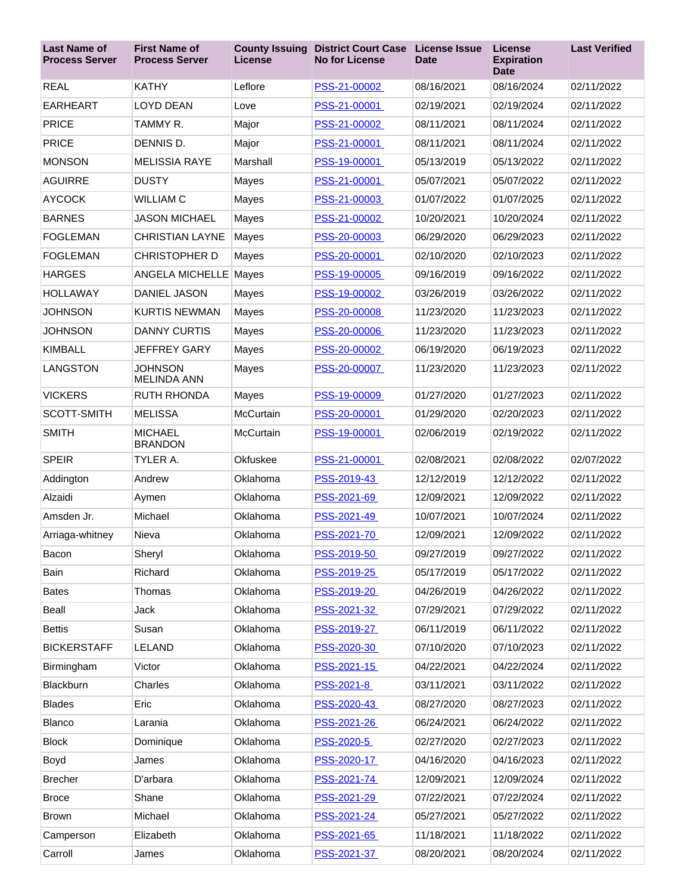| Last Name of Process Server | First Name of Process Server | County Issuing License | District Court Case No for License | License Issue Date | License Expiration Date | Last Verified |
|---|---|---|---|---|---|---|
| REAL | KATHY | Leflore | PSS-21-00002 | 08/16/2021 | 08/16/2024 | 02/11/2022 |
| EARHEART | LOYD DEAN | Love | PSS-21-00001 | 02/19/2021 | 02/19/2024 | 02/11/2022 |
| PRICE | TAMMY R. | Major | PSS-21-00002 | 08/11/2021 | 08/11/2024 | 02/11/2022 |
| PRICE | DENNIS D. | Major | PSS-21-00001 | 08/11/2021 | 08/11/2024 | 02/11/2022 |
| MONSON | MELISSIA RAYE | Marshall | PSS-19-00001 | 05/13/2019 | 05/13/2022 | 02/11/2022 |
| AGUIRRE | DUSTY | Mayes | PSS-21-00001 | 05/07/2021 | 05/07/2022 | 02/11/2022 |
| AYCOCK | WILLIAM C | Mayes | PSS-21-00003 | 01/07/2022 | 01/07/2025 | 02/11/2022 |
| BARNES | JASON MICHAEL | Mayes | PSS-21-00002 | 10/20/2021 | 10/20/2024 | 02/11/2022 |
| FOGLEMAN | CHRISTIAN LAYNE | Mayes | PSS-20-00003 | 06/29/2020 | 06/29/2023 | 02/11/2022 |
| FOGLEMAN | CHRISTOPHER D | Mayes | PSS-20-00001 | 02/10/2020 | 02/10/2023 | 02/11/2022 |
| HARGES | ANGELA MICHELLE | Mayes | PSS-19-00005 | 09/16/2019 | 09/16/2022 | 02/11/2022 |
| HOLLAWAY | DANIEL JASON | Mayes | PSS-19-00002 | 03/26/2019 | 03/26/2022 | 02/11/2022 |
| JOHNSON | KURTIS NEWMAN | Mayes | PSS-20-00008 | 11/23/2020 | 11/23/2023 | 02/11/2022 |
| JOHNSON | DANNY CURTIS | Mayes | PSS-20-00006 | 11/23/2020 | 11/23/2023 | 02/11/2022 |
| KIMBALL | JEFFREY GARY | Mayes | PSS-20-00002 | 06/19/2020 | 06/19/2023 | 02/11/2022 |
| LANGSTON | JOHNSON MELINDA ANN | Mayes | PSS-20-00007 | 11/23/2020 | 11/23/2023 | 02/11/2022 |
| VICKERS | RUTH RHONDA | Mayes | PSS-19-00009 | 01/27/2020 | 01/27/2023 | 02/11/2022 |
| SCOTT-SMITH | MELISSA | McCurtain | PSS-20-00001 | 01/29/2020 | 02/20/2023 | 02/11/2022 |
| SMITH | MICHAEL BRANDON | McCurtain | PSS-19-00001 | 02/06/2019 | 02/19/2022 | 02/11/2022 |
| SPEIR | TYLER A. | Okfuskee | PSS-21-00001 | 02/08/2021 | 02/08/2022 | 02/07/2022 |
| Addington | Andrew | Oklahoma | PSS-2019-43 | 12/12/2019 | 12/12/2022 | 02/11/2022 |
| Alzaidi | Aymen | Oklahoma | PSS-2021-69 | 12/09/2021 | 12/09/2022 | 02/11/2022 |
| Amsden Jr. | Michael | Oklahoma | PSS-2021-49 | 10/07/2021 | 10/07/2024 | 02/11/2022 |
| Arriaga-whitney | Nieva | Oklahoma | PSS-2021-70 | 12/09/2021 | 12/09/2022 | 02/11/2022 |
| Bacon | Sheryl | Oklahoma | PSS-2019-50 | 09/27/2019 | 09/27/2022 | 02/11/2022 |
| Bain | Richard | Oklahoma | PSS-2019-25 | 05/17/2019 | 05/17/2022 | 02/11/2022 |
| Bates | Thomas | Oklahoma | PSS-2019-20 | 04/26/2019 | 04/26/2022 | 02/11/2022 |
| Beall | Jack | Oklahoma | PSS-2021-32 | 07/29/2021 | 07/29/2022 | 02/11/2022 |
| Bettis | Susan | Oklahoma | PSS-2019-27 | 06/11/2019 | 06/11/2022 | 02/11/2022 |
| BICKERSTAFF | LELAND | Oklahoma | PSS-2020-30 | 07/10/2020 | 07/10/2023 | 02/11/2022 |
| Birmingham | Victor | Oklahoma | PSS-2021-15 | 04/22/2021 | 04/22/2024 | 02/11/2022 |
| Blackburn | Charles | Oklahoma | PSS-2021-8 | 03/11/2021 | 03/11/2022 | 02/11/2022 |
| Blades | Eric | Oklahoma | PSS-2020-43 | 08/27/2020 | 08/27/2023 | 02/11/2022 |
| Blanco | Larania | Oklahoma | PSS-2021-26 | 06/24/2021 | 06/24/2022 | 02/11/2022 |
| Block | Dominique | Oklahoma | PSS-2020-5 | 02/27/2020 | 02/27/2023 | 02/11/2022 |
| Boyd | James | Oklahoma | PSS-2020-17 | 04/16/2020 | 04/16/2023 | 02/11/2022 |
| Brecher | D'arbara | Oklahoma | PSS-2021-74 | 12/09/2021 | 12/09/2024 | 02/11/2022 |
| Broce | Shane | Oklahoma | PSS-2021-29 | 07/22/2021 | 07/22/2024 | 02/11/2022 |
| Brown | Michael | Oklahoma | PSS-2021-24 | 05/27/2021 | 05/27/2022 | 02/11/2022 |
| Camperson | Elizabeth | Oklahoma | PSS-2021-65 | 11/18/2021 | 11/18/2022 | 02/11/2022 |
| Carroll | James | Oklahoma | PSS-2021-37 | 08/20/2021 | 08/20/2024 | 02/11/2022 |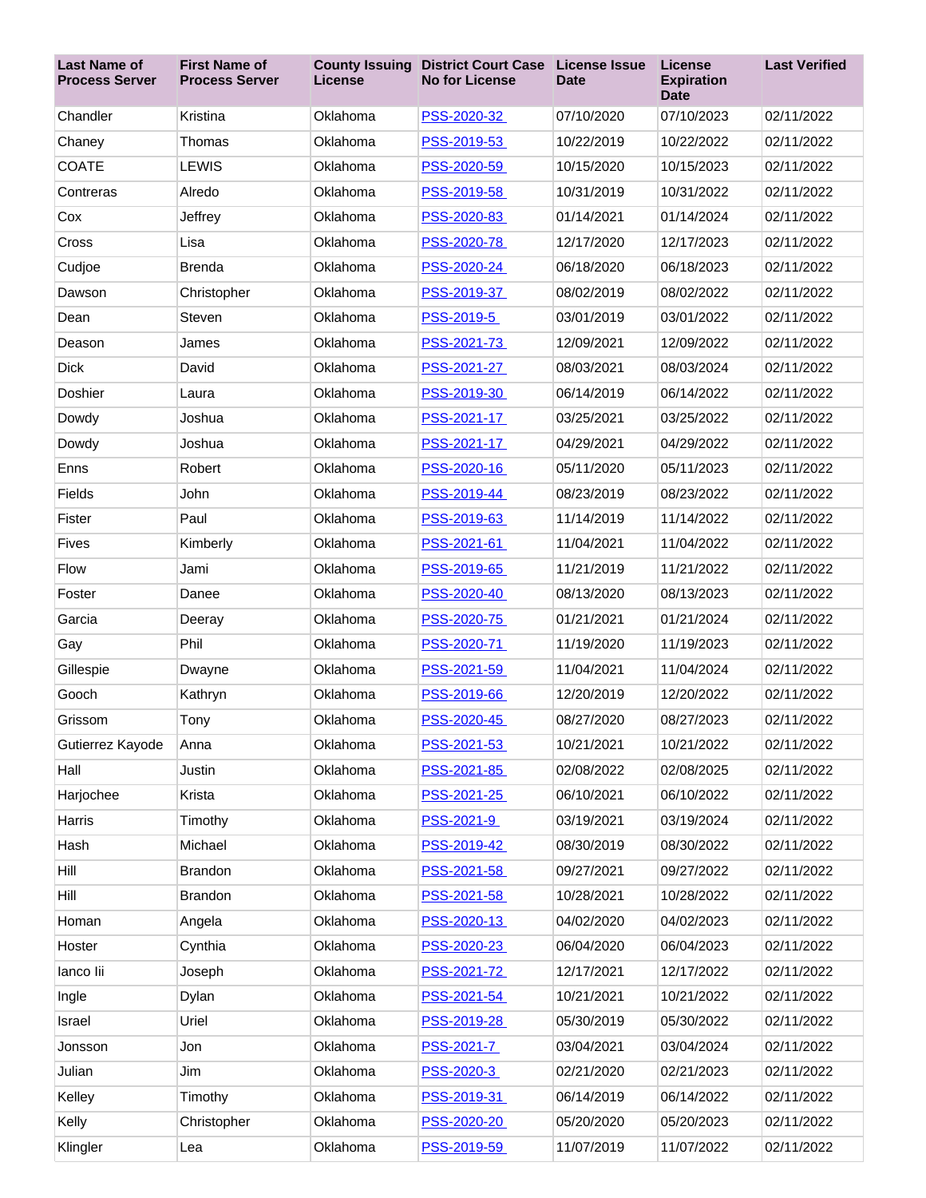| Last Name of Process Server | First Name of Process Server | County Issuing License | District Court Case No for License | License Issue Date | License Expiration Date | Last Verified |
|---|---|---|---|---|---|---|
| Chandler | Kristina | Oklahoma | PSS-2020-32 | 07/10/2020 | 07/10/2023 | 02/11/2022 |
| Chaney | Thomas | Oklahoma | PSS-2019-53 | 10/22/2019 | 10/22/2022 | 02/11/2022 |
| COATE | LEWIS | Oklahoma | PSS-2020-59 | 10/15/2020 | 10/15/2023 | 02/11/2022 |
| Contreras | Alredo | Oklahoma | PSS-2019-58 | 10/31/2019 | 10/31/2022 | 02/11/2022 |
| Cox | Jeffrey | Oklahoma | PSS-2020-83 | 01/14/2021 | 01/14/2024 | 02/11/2022 |
| Cross | Lisa | Oklahoma | PSS-2020-78 | 12/17/2020 | 12/17/2023 | 02/11/2022 |
| Cudjoe | Brenda | Oklahoma | PSS-2020-24 | 06/18/2020 | 06/18/2023 | 02/11/2022 |
| Dawson | Christopher | Oklahoma | PSS-2019-37 | 08/02/2019 | 08/02/2022 | 02/11/2022 |
| Dean | Steven | Oklahoma | PSS-2019-5 | 03/01/2019 | 03/01/2022 | 02/11/2022 |
| Deason | James | Oklahoma | PSS-2021-73 | 12/09/2021 | 12/09/2022 | 02/11/2022 |
| Dick | David | Oklahoma | PSS-2021-27 | 08/03/2021 | 08/03/2024 | 02/11/2022 |
| Doshier | Laura | Oklahoma | PSS-2019-30 | 06/14/2019 | 06/14/2022 | 02/11/2022 |
| Dowdy | Joshua | Oklahoma | PSS-2021-17 | 03/25/2021 | 03/25/2022 | 02/11/2022 |
| Dowdy | Joshua | Oklahoma | PSS-2021-17 | 04/29/2021 | 04/29/2022 | 02/11/2022 |
| Enns | Robert | Oklahoma | PSS-2020-16 | 05/11/2020 | 05/11/2023 | 02/11/2022 |
| Fields | John | Oklahoma | PSS-2019-44 | 08/23/2019 | 08/23/2022 | 02/11/2022 |
| Fister | Paul | Oklahoma | PSS-2019-63 | 11/14/2019 | 11/14/2022 | 02/11/2022 |
| Fives | Kimberly | Oklahoma | PSS-2021-61 | 11/04/2021 | 11/04/2022 | 02/11/2022 |
| Flow | Jami | Oklahoma | PSS-2019-65 | 11/21/2019 | 11/21/2022 | 02/11/2022 |
| Foster | Danee | Oklahoma | PSS-2020-40 | 08/13/2020 | 08/13/2023 | 02/11/2022 |
| Garcia | Deeray | Oklahoma | PSS-2020-75 | 01/21/2021 | 01/21/2024 | 02/11/2022 |
| Gay | Phil | Oklahoma | PSS-2020-71 | 11/19/2020 | 11/19/2023 | 02/11/2022 |
| Gillespie | Dwayne | Oklahoma | PSS-2021-59 | 11/04/2021 | 11/04/2024 | 02/11/2022 |
| Gooch | Kathryn | Oklahoma | PSS-2019-66 | 12/20/2019 | 12/20/2022 | 02/11/2022 |
| Grissom | Tony | Oklahoma | PSS-2020-45 | 08/27/2020 | 08/27/2023 | 02/11/2022 |
| Gutierrez Kayode | Anna | Oklahoma | PSS-2021-53 | 10/21/2021 | 10/21/2022 | 02/11/2022 |
| Hall | Justin | Oklahoma | PSS-2021-85 | 02/08/2022 | 02/08/2025 | 02/11/2022 |
| Harjochee | Krista | Oklahoma | PSS-2021-25 | 06/10/2021 | 06/10/2022 | 02/11/2022 |
| Harris | Timothy | Oklahoma | PSS-2021-9 | 03/19/2021 | 03/19/2024 | 02/11/2022 |
| Hash | Michael | Oklahoma | PSS-2019-42 | 08/30/2019 | 08/30/2022 | 02/11/2022 |
| Hill | Brandon | Oklahoma | PSS-2021-58 | 09/27/2021 | 09/27/2022 | 02/11/2022 |
| Hill | Brandon | Oklahoma | PSS-2021-58 | 10/28/2021 | 10/28/2022 | 02/11/2022 |
| Homan | Angela | Oklahoma | PSS-2020-13 | 04/02/2020 | 04/02/2023 | 02/11/2022 |
| Hoster | Cynthia | Oklahoma | PSS-2020-23 | 06/04/2020 | 06/04/2023 | 02/11/2022 |
| Ianco Iii | Joseph | Oklahoma | PSS-2021-72 | 12/17/2021 | 12/17/2022 | 02/11/2022 |
| Ingle | Dylan | Oklahoma | PSS-2021-54 | 10/21/2021 | 10/21/2022 | 02/11/2022 |
| Israel | Uriel | Oklahoma | PSS-2019-28 | 05/30/2019 | 05/30/2022 | 02/11/2022 |
| Jonsson | Jon | Oklahoma | PSS-2021-7 | 03/04/2021 | 03/04/2024 | 02/11/2022 |
| Julian | Jim | Oklahoma | PSS-2020-3 | 02/21/2020 | 02/21/2023 | 02/11/2022 |
| Kelley | Timothy | Oklahoma | PSS-2019-31 | 06/14/2019 | 06/14/2022 | 02/11/2022 |
| Kelly | Christopher | Oklahoma | PSS-2020-20 | 05/20/2020 | 05/20/2023 | 02/11/2022 |
| Klingler | Lea | Oklahoma | PSS-2019-59 | 11/07/2019 | 11/07/2022 | 02/11/2022 |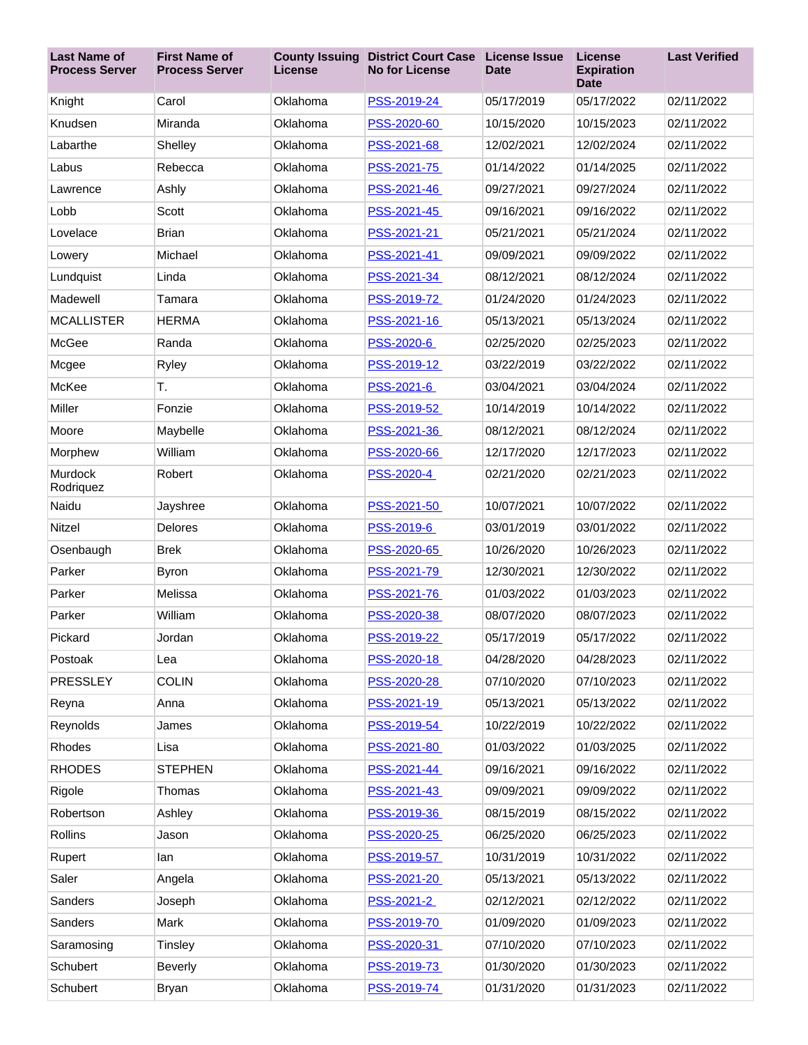| Last Name of Process Server | First Name of Process Server | County Issuing License | District Court Case No for License | License Issue Date | License Expiration Date | Last Verified |
|---|---|---|---|---|---|---|
| Knight | Carol | Oklahoma | PSS-2019-24 | 05/17/2019 | 05/17/2022 | 02/11/2022 |
| Knudsen | Miranda | Oklahoma | PSS-2020-60 | 10/15/2020 | 10/15/2023 | 02/11/2022 |
| Labarthe | Shelley | Oklahoma | PSS-2021-68 | 12/02/2021 | 12/02/2024 | 02/11/2022 |
| Labus | Rebecca | Oklahoma | PSS-2021-75 | 01/14/2022 | 01/14/2025 | 02/11/2022 |
| Lawrence | Ashly | Oklahoma | PSS-2021-46 | 09/27/2021 | 09/27/2024 | 02/11/2022 |
| Lobb | Scott | Oklahoma | PSS-2021-45 | 09/16/2021 | 09/16/2022 | 02/11/2022 |
| Lovelace | Brian | Oklahoma | PSS-2021-21 | 05/21/2021 | 05/21/2024 | 02/11/2022 |
| Lowery | Michael | Oklahoma | PSS-2021-41 | 09/09/2021 | 09/09/2022 | 02/11/2022 |
| Lundquist | Linda | Oklahoma | PSS-2021-34 | 08/12/2021 | 08/12/2024 | 02/11/2022 |
| Madewell | Tamara | Oklahoma | PSS-2019-72 | 01/24/2020 | 01/24/2023 | 02/11/2022 |
| MCALLISTER | HERMA | Oklahoma | PSS-2021-16 | 05/13/2021 | 05/13/2024 | 02/11/2022 |
| McGee | Randa | Oklahoma | PSS-2020-6 | 02/25/2020 | 02/25/2023 | 02/11/2022 |
| Mcgee | Ryley | Oklahoma | PSS-2019-12 | 03/22/2019 | 03/22/2022 | 02/11/2022 |
| McKee | T. | Oklahoma | PSS-2021-6 | 03/04/2021 | 03/04/2024 | 02/11/2022 |
| Miller | Fonzie | Oklahoma | PSS-2019-52 | 10/14/2019 | 10/14/2022 | 02/11/2022 |
| Moore | Maybelle | Oklahoma | PSS-2021-36 | 08/12/2021 | 08/12/2024 | 02/11/2022 |
| Morphew | William | Oklahoma | PSS-2020-66 | 12/17/2020 | 12/17/2023 | 02/11/2022 |
| Murdock Rodriquez | Robert | Oklahoma | PSS-2020-4 | 02/21/2020 | 02/21/2023 | 02/11/2022 |
| Naidu | Jayshree | Oklahoma | PSS-2021-50 | 10/07/2021 | 10/07/2022 | 02/11/2022 |
| Nitzel | Delores | Oklahoma | PSS-2019-6 | 03/01/2019 | 03/01/2022 | 02/11/2022 |
| Osenbaugh | Brek | Oklahoma | PSS-2020-65 | 10/26/2020 | 10/26/2023 | 02/11/2022 |
| Parker | Byron | Oklahoma | PSS-2021-79 | 12/30/2021 | 12/30/2022 | 02/11/2022 |
| Parker | Melissa | Oklahoma | PSS-2021-76 | 01/03/2022 | 01/03/2023 | 02/11/2022 |
| Parker | William | Oklahoma | PSS-2020-38 | 08/07/2020 | 08/07/2023 | 02/11/2022 |
| Pickard | Jordan | Oklahoma | PSS-2019-22 | 05/17/2019 | 05/17/2022 | 02/11/2022 |
| Postoak | Lea | Oklahoma | PSS-2020-18 | 04/28/2020 | 04/28/2023 | 02/11/2022 |
| PRESSLEY | COLIN | Oklahoma | PSS-2020-28 | 07/10/2020 | 07/10/2023 | 02/11/2022 |
| Reyna | Anna | Oklahoma | PSS-2021-19 | 05/13/2021 | 05/13/2022 | 02/11/2022 |
| Reynolds | James | Oklahoma | PSS-2019-54 | 10/22/2019 | 10/22/2022 | 02/11/2022 |
| Rhodes | Lisa | Oklahoma | PSS-2021-80 | 01/03/2022 | 01/03/2025 | 02/11/2022 |
| RHODES | STEPHEN | Oklahoma | PSS-2021-44 | 09/16/2021 | 09/16/2022 | 02/11/2022 |
| Rigole | Thomas | Oklahoma | PSS-2021-43 | 09/09/2021 | 09/09/2022 | 02/11/2022 |
| Robertson | Ashley | Oklahoma | PSS-2019-36 | 08/15/2019 | 08/15/2022 | 02/11/2022 |
| Rollins | Jason | Oklahoma | PSS-2020-25 | 06/25/2020 | 06/25/2023 | 02/11/2022 |
| Rupert | Ian | Oklahoma | PSS-2019-57 | 10/31/2019 | 10/31/2022 | 02/11/2022 |
| Saler | Angela | Oklahoma | PSS-2021-20 | 05/13/2021 | 05/13/2022 | 02/11/2022 |
| Sanders | Joseph | Oklahoma | PSS-2021-2 | 02/12/2021 | 02/12/2022 | 02/11/2022 |
| Sanders | Mark | Oklahoma | PSS-2019-70 | 01/09/2020 | 01/09/2023 | 02/11/2022 |
| Saramosing | Tinsley | Oklahoma | PSS-2020-31 | 07/10/2020 | 07/10/2023 | 02/11/2022 |
| Schubert | Beverly | Oklahoma | PSS-2019-73 | 01/30/2020 | 01/30/2023 | 02/11/2022 |
| Schubert | Bryan | Oklahoma | PSS-2019-74 | 01/31/2020 | 01/31/2023 | 02/11/2022 |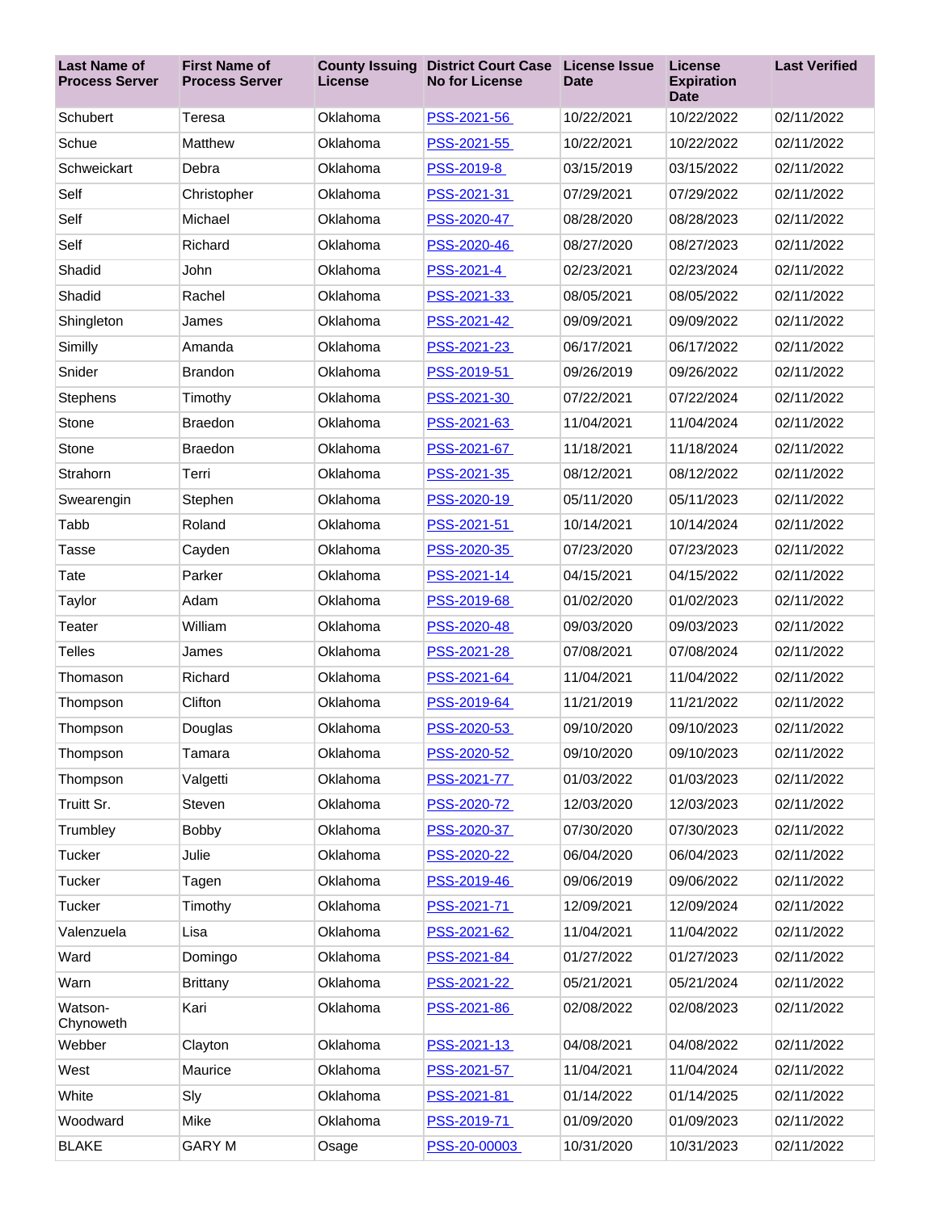| Last Name of Process Server | First Name of Process Server | County Issuing License | District Court Case No for License | License Issue Date | License Expiration Date | Last Verified |
|---|---|---|---|---|---|---|
| Schubert | Teresa | Oklahoma | PSS-2021-56 | 10/22/2021 | 10/22/2022 | 02/11/2022 |
| Schue | Matthew | Oklahoma | PSS-2021-55 | 10/22/2021 | 10/22/2022 | 02/11/2022 |
| Schweickart | Debra | Oklahoma | PSS-2019-8 | 03/15/2019 | 03/15/2022 | 02/11/2022 |
| Self | Christopher | Oklahoma | PSS-2021-31 | 07/29/2021 | 07/29/2022 | 02/11/2022 |
| Self | Michael | Oklahoma | PSS-2020-47 | 08/28/2020 | 08/28/2023 | 02/11/2022 |
| Self | Richard | Oklahoma | PSS-2020-46 | 08/27/2020 | 08/27/2023 | 02/11/2022 |
| Shadid | John | Oklahoma | PSS-2021-4 | 02/23/2021 | 02/23/2024 | 02/11/2022 |
| Shadid | Rachel | Oklahoma | PSS-2021-33 | 08/05/2021 | 08/05/2022 | 02/11/2022 |
| Shingleton | James | Oklahoma | PSS-2021-42 | 09/09/2021 | 09/09/2022 | 02/11/2022 |
| Similly | Amanda | Oklahoma | PSS-2021-23 | 06/17/2021 | 06/17/2022 | 02/11/2022 |
| Snider | Brandon | Oklahoma | PSS-2019-51 | 09/26/2019 | 09/26/2022 | 02/11/2022 |
| Stephens | Timothy | Oklahoma | PSS-2021-30 | 07/22/2021 | 07/22/2024 | 02/11/2022 |
| Stone | Braedon | Oklahoma | PSS-2021-63 | 11/04/2021 | 11/04/2024 | 02/11/2022 |
| Stone | Braedon | Oklahoma | PSS-2021-67 | 11/18/2021 | 11/18/2024 | 02/11/2022 |
| Strahorn | Terri | Oklahoma | PSS-2021-35 | 08/12/2021 | 08/12/2022 | 02/11/2022 |
| Swearengin | Stephen | Oklahoma | PSS-2020-19 | 05/11/2020 | 05/11/2023 | 02/11/2022 |
| Tabb | Roland | Oklahoma | PSS-2021-51 | 10/14/2021 | 10/14/2024 | 02/11/2022 |
| Tasse | Cayden | Oklahoma | PSS-2020-35 | 07/23/2020 | 07/23/2023 | 02/11/2022 |
| Tate | Parker | Oklahoma | PSS-2021-14 | 04/15/2021 | 04/15/2022 | 02/11/2022 |
| Taylor | Adam | Oklahoma | PSS-2019-68 | 01/02/2020 | 01/02/2023 | 02/11/2022 |
| Teater | William | Oklahoma | PSS-2020-48 | 09/03/2020 | 09/03/2023 | 02/11/2022 |
| Telles | James | Oklahoma | PSS-2021-28 | 07/08/2021 | 07/08/2024 | 02/11/2022 |
| Thomason | Richard | Oklahoma | PSS-2021-64 | 11/04/2021 | 11/04/2022 | 02/11/2022 |
| Thompson | Clifton | Oklahoma | PSS-2019-64 | 11/21/2019 | 11/21/2022 | 02/11/2022 |
| Thompson | Douglas | Oklahoma | PSS-2020-53 | 09/10/2020 | 09/10/2023 | 02/11/2022 |
| Thompson | Tamara | Oklahoma | PSS-2020-52 | 09/10/2020 | 09/10/2023 | 02/11/2022 |
| Thompson | Valgetti | Oklahoma | PSS-2021-77 | 01/03/2022 | 01/03/2023 | 02/11/2022 |
| Truitt Sr. | Steven | Oklahoma | PSS-2020-72 | 12/03/2020 | 12/03/2023 | 02/11/2022 |
| Trumbley | Bobby | Oklahoma | PSS-2020-37 | 07/30/2020 | 07/30/2023 | 02/11/2022 |
| Tucker | Julie | Oklahoma | PSS-2020-22 | 06/04/2020 | 06/04/2023 | 02/11/2022 |
| Tucker | Tagen | Oklahoma | PSS-2019-46 | 09/06/2019 | 09/06/2022 | 02/11/2022 |
| Tucker | Timothy | Oklahoma | PSS-2021-71 | 12/09/2021 | 12/09/2024 | 02/11/2022 |
| Valenzuela | Lisa | Oklahoma | PSS-2021-62 | 11/04/2021 | 11/04/2022 | 02/11/2022 |
| Ward | Domingo | Oklahoma | PSS-2021-84 | 01/27/2022 | 01/27/2023 | 02/11/2022 |
| Warn | Brittany | Oklahoma | PSS-2021-22 | 05/21/2021 | 05/21/2024 | 02/11/2022 |
| Watson-Chynoweth | Kari | Oklahoma | PSS-2021-86 | 02/08/2022 | 02/08/2023 | 02/11/2022 |
| Webber | Clayton | Oklahoma | PSS-2021-13 | 04/08/2021 | 04/08/2022 | 02/11/2022 |
| West | Maurice | Oklahoma | PSS-2021-57 | 11/04/2021 | 11/04/2024 | 02/11/2022 |
| White | Sly | Oklahoma | PSS-2021-81 | 01/14/2022 | 01/14/2025 | 02/11/2022 |
| Woodward | Mike | Oklahoma | PSS-2019-71 | 01/09/2020 | 01/09/2023 | 02/11/2022 |
| BLAKE | GARY M | Osage | PSS-20-00003 | 10/31/2020 | 10/31/2023 | 02/11/2022 |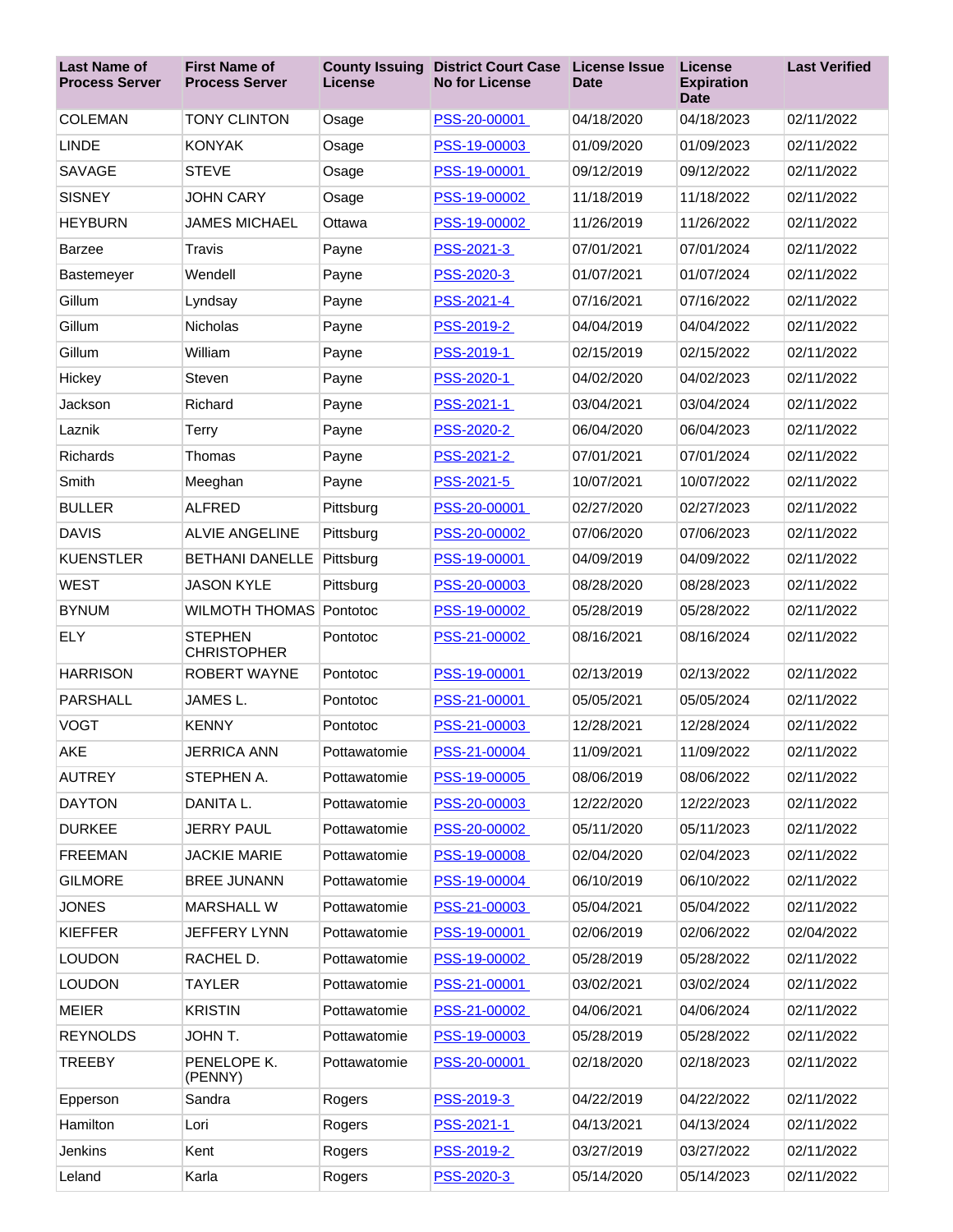| Last Name of Process Server | First Name of Process Server | County Issuing License | District Court Case No for License | License Issue Date | License Expiration Date | Last Verified |
|---|---|---|---|---|---|---|
| COLEMAN | TONY CLINTON | Osage | PSS-20-00001 | 04/18/2020 | 04/18/2023 | 02/11/2022 |
| LINDE | KONYAK | Osage | PSS-19-00003 | 01/09/2020 | 01/09/2023 | 02/11/2022 |
| SAVAGE | STEVE | Osage | PSS-19-00001 | 09/12/2019 | 09/12/2022 | 02/11/2022 |
| SISNEY | JOHN CARY | Osage | PSS-19-00002 | 11/18/2019 | 11/18/2022 | 02/11/2022 |
| HEYBURN | JAMES MICHAEL | Ottawa | PSS-19-00002 | 11/26/2019 | 11/26/2022 | 02/11/2022 |
| Barzee | Travis | Payne | PSS-2021-3 | 07/01/2021 | 07/01/2024 | 02/11/2022 |
| Bastemeyer | Wendell | Payne | PSS-2020-3 | 01/07/2021 | 01/07/2024 | 02/11/2022 |
| Gillum | Lyndsay | Payne | PSS-2021-4 | 07/16/2021 | 07/16/2022 | 02/11/2022 |
| Gillum | Nicholas | Payne | PSS-2019-2 | 04/04/2019 | 04/04/2022 | 02/11/2022 |
| Gillum | William | Payne | PSS-2019-1 | 02/15/2019 | 02/15/2022 | 02/11/2022 |
| Hickey | Steven | Payne | PSS-2020-1 | 04/02/2020 | 04/02/2023 | 02/11/2022 |
| Jackson | Richard | Payne | PSS-2021-1 | 03/04/2021 | 03/04/2024 | 02/11/2022 |
| Laznik | Terry | Payne | PSS-2020-2 | 06/04/2020 | 06/04/2023 | 02/11/2022 |
| Richards | Thomas | Payne | PSS-2021-2 | 07/01/2021 | 07/01/2024 | 02/11/2022 |
| Smith | Meeghan | Payne | PSS-2021-5 | 10/07/2021 | 10/07/2022 | 02/11/2022 |
| BULLER | ALFRED | Pittsburg | PSS-20-00001 | 02/27/2020 | 02/27/2023 | 02/11/2022 |
| DAVIS | ALVIE ANGELINE | Pittsburg | PSS-20-00002 | 07/06/2020 | 07/06/2023 | 02/11/2022 |
| KUENSTLER | BETHANI DANELLE | Pittsburg | PSS-19-00001 | 04/09/2019 | 04/09/2022 | 02/11/2022 |
| WEST | JASON KYLE | Pittsburg | PSS-20-00003 | 08/28/2020 | 08/28/2023 | 02/11/2022 |
| BYNUM | WILMOTH THOMAS | Pontotoc | PSS-19-00002 | 05/28/2019 | 05/28/2022 | 02/11/2022 |
| ELY | STEPHEN CHRISTOPHER | Pontotoc | PSS-21-00002 | 08/16/2021 | 08/16/2024 | 02/11/2022 |
| HARRISON | ROBERT WAYNE | Pontotoc | PSS-19-00001 | 02/13/2019 | 02/13/2022 | 02/11/2022 |
| PARSHALL | JAMES L. | Pontotoc | PSS-21-00001 | 05/05/2021 | 05/05/2024 | 02/11/2022 |
| VOGT | KENNY | Pontotoc | PSS-21-00003 | 12/28/2021 | 12/28/2024 | 02/11/2022 |
| AKE | JERRICA ANN | Pottawatomie | PSS-21-00004 | 11/09/2021 | 11/09/2022 | 02/11/2022 |
| AUTREY | STEPHEN A. | Pottawatomie | PSS-19-00005 | 08/06/2019 | 08/06/2022 | 02/11/2022 |
| DAYTON | DANITA L. | Pottawatomie | PSS-20-00003 | 12/22/2020 | 12/22/2023 | 02/11/2022 |
| DURKEE | JERRY PAUL | Pottawatomie | PSS-20-00002 | 05/11/2020 | 05/11/2023 | 02/11/2022 |
| FREEMAN | JACKIE MARIE | Pottawatomie | PSS-19-00008 | 02/04/2020 | 02/04/2023 | 02/11/2022 |
| GILMORE | BREE JUNANN | Pottawatomie | PSS-19-00004 | 06/10/2019 | 06/10/2022 | 02/11/2022 |
| JONES | MARSHALL W | Pottawatomie | PSS-21-00003 | 05/04/2021 | 05/04/2022 | 02/11/2022 |
| KIEFFER | JEFFERY LYNN | Pottawatomie | PSS-19-00001 | 02/06/2019 | 02/06/2022 | 02/04/2022 |
| LOUDON | RACHEL D. | Pottawatomie | PSS-19-00002 | 05/28/2019 | 05/28/2022 | 02/11/2022 |
| LOUDON | TAYLER | Pottawatomie | PSS-21-00001 | 03/02/2021 | 03/02/2024 | 02/11/2022 |
| MEIER | KRISTIN | Pottawatomie | PSS-21-00002 | 04/06/2021 | 04/06/2024 | 02/11/2022 |
| REYNOLDS | JOHN T. | Pottawatomie | PSS-19-00003 | 05/28/2019 | 05/28/2022 | 02/11/2022 |
| TREEBY | PENELOPE K. (PENNY) | Pottawatomie | PSS-20-00001 | 02/18/2020 | 02/18/2023 | 02/11/2022 |
| Epperson | Sandra | Rogers | PSS-2019-3 | 04/22/2019 | 04/22/2022 | 02/11/2022 |
| Hamilton | Lori | Rogers | PSS-2021-1 | 04/13/2021 | 04/13/2024 | 02/11/2022 |
| Jenkins | Kent | Rogers | PSS-2019-2 | 03/27/2019 | 03/27/2022 | 02/11/2022 |
| Leland | Karla | Rogers | PSS-2020-3 | 05/14/2020 | 05/14/2023 | 02/11/2022 |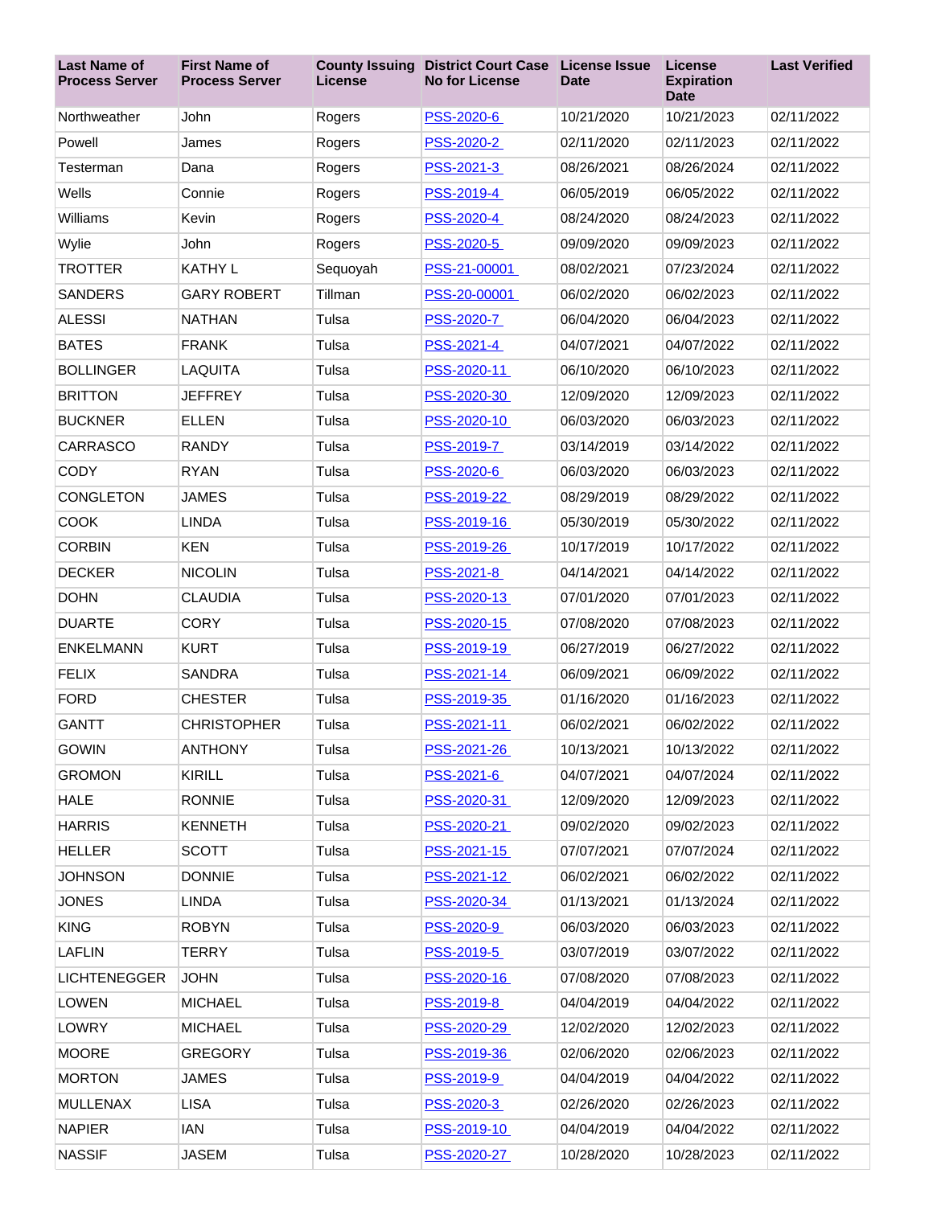| Last Name of Process Server | First Name of Process Server | County Issuing License | District Court Case No for License | License Issue Date | License Expiration Date | Last Verified |
|---|---|---|---|---|---|---|
| Northweather | John | Rogers | PSS-2020-6 | 10/21/2020 | 10/21/2023 | 02/11/2022 |
| Powell | James | Rogers | PSS-2020-2 | 02/11/2020 | 02/11/2023 | 02/11/2022 |
| Testerman | Dana | Rogers | PSS-2021-3 | 08/26/2021 | 08/26/2024 | 02/11/2022 |
| Wells | Connie | Rogers | PSS-2019-4 | 06/05/2019 | 06/05/2022 | 02/11/2022 |
| Williams | Kevin | Rogers | PSS-2020-4 | 08/24/2020 | 08/24/2023 | 02/11/2022 |
| Wylie | John | Rogers | PSS-2020-5 | 09/09/2020 | 09/09/2023 | 02/11/2022 |
| TROTTER | KATHY L | Sequoyah | PSS-21-00001 | 08/02/2021 | 07/23/2024 | 02/11/2022 |
| SANDERS | GARY ROBERT | Tillman | PSS-20-00001 | 06/02/2020 | 06/02/2023 | 02/11/2022 |
| ALESSI | NATHAN | Tulsa | PSS-2020-7 | 06/04/2020 | 06/04/2023 | 02/11/2022 |
| BATES | FRANK | Tulsa | PSS-2021-4 | 04/07/2021 | 04/07/2022 | 02/11/2022 |
| BOLLINGER | LAQUITA | Tulsa | PSS-2020-11 | 06/10/2020 | 06/10/2023 | 02/11/2022 |
| BRITTON | JEFFREY | Tulsa | PSS-2020-30 | 12/09/2020 | 12/09/2023 | 02/11/2022 |
| BUCKNER | ELLEN | Tulsa | PSS-2020-10 | 06/03/2020 | 06/03/2023 | 02/11/2022 |
| CARRASCO | RANDY | Tulsa | PSS-2019-7 | 03/14/2019 | 03/14/2022 | 02/11/2022 |
| CODY | RYAN | Tulsa | PSS-2020-6 | 06/03/2020 | 06/03/2023 | 02/11/2022 |
| CONGLETON | JAMES | Tulsa | PSS-2019-22 | 08/29/2019 | 08/29/2022 | 02/11/2022 |
| COOK | LINDA | Tulsa | PSS-2019-16 | 05/30/2019 | 05/30/2022 | 02/11/2022 |
| CORBIN | KEN | Tulsa | PSS-2019-26 | 10/17/2019 | 10/17/2022 | 02/11/2022 |
| DECKER | NICOLIN | Tulsa | PSS-2021-8 | 04/14/2021 | 04/14/2022 | 02/11/2022 |
| DOHN | CLAUDIA | Tulsa | PSS-2020-13 | 07/01/2020 | 07/01/2023 | 02/11/2022 |
| DUARTE | CORY | Tulsa | PSS-2020-15 | 07/08/2020 | 07/08/2023 | 02/11/2022 |
| ENKELMANN | KURT | Tulsa | PSS-2019-19 | 06/27/2019 | 06/27/2022 | 02/11/2022 |
| FELIX | SANDRA | Tulsa | PSS-2021-14 | 06/09/2021 | 06/09/2022 | 02/11/2022 |
| FORD | CHESTER | Tulsa | PSS-2019-35 | 01/16/2020 | 01/16/2023 | 02/11/2022 |
| GANTT | CHRISTOPHER | Tulsa | PSS-2021-11 | 06/02/2021 | 06/02/2022 | 02/11/2022 |
| GOWIN | ANTHONY | Tulsa | PSS-2021-26 | 10/13/2021 | 10/13/2022 | 02/11/2022 |
| GROMON | KIRILL | Tulsa | PSS-2021-6 | 04/07/2021 | 04/07/2024 | 02/11/2022 |
| HALE | RONNIE | Tulsa | PSS-2020-31 | 12/09/2020 | 12/09/2023 | 02/11/2022 |
| HARRIS | KENNETH | Tulsa | PSS-2020-21 | 09/02/2020 | 09/02/2023 | 02/11/2022 |
| HELLER | SCOTT | Tulsa | PSS-2021-15 | 07/07/2021 | 07/07/2024 | 02/11/2022 |
| JOHNSON | DONNIE | Tulsa | PSS-2021-12 | 06/02/2021 | 06/02/2022 | 02/11/2022 |
| JONES | LINDA | Tulsa | PSS-2020-34 | 01/13/2021 | 01/13/2024 | 02/11/2022 |
| KING | ROBYN | Tulsa | PSS-2020-9 | 06/03/2020 | 06/03/2023 | 02/11/2022 |
| LAFLIN | TERRY | Tulsa | PSS-2019-5 | 03/07/2019 | 03/07/2022 | 02/11/2022 |
| LICHTENEGGER | JOHN | Tulsa | PSS-2020-16 | 07/08/2020 | 07/08/2023 | 02/11/2022 |
| LOWEN | MICHAEL | Tulsa | PSS-2019-8 | 04/04/2019 | 04/04/2022 | 02/11/2022 |
| LOWRY | MICHAEL | Tulsa | PSS-2020-29 | 12/02/2020 | 12/02/2023 | 02/11/2022 |
| MOORE | GREGORY | Tulsa | PSS-2019-36 | 02/06/2020 | 02/06/2023 | 02/11/2022 |
| MORTON | JAMES | Tulsa | PSS-2019-9 | 04/04/2019 | 04/04/2022 | 02/11/2022 |
| MULLENAX | LISA | Tulsa | PSS-2020-3 | 02/26/2020 | 02/26/2023 | 02/11/2022 |
| NAPIER | IAN | Tulsa | PSS-2019-10 | 04/04/2019 | 04/04/2022 | 02/11/2022 |
| NASSIF | JASEM | Tulsa | PSS-2020-27 | 10/28/2020 | 10/28/2023 | 02/11/2022 |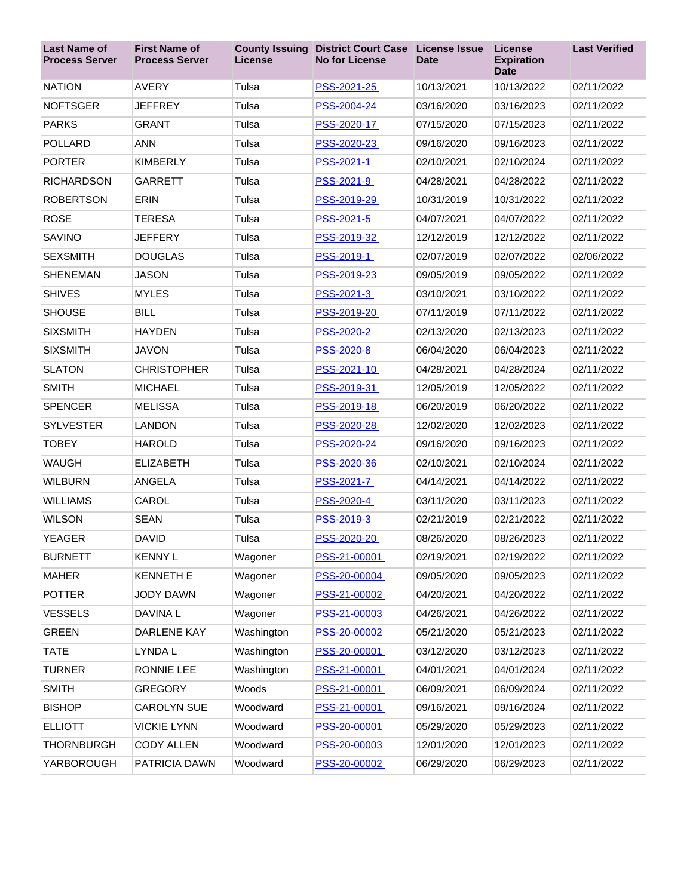| Last Name of Process Server | First Name of Process Server | County Issuing License | District Court Case No for License | License Issue Date | License Expiration Date | Last Verified |
|---|---|---|---|---|---|---|
| NATION | AVERY | Tulsa | PSS-2021-25 | 10/13/2021 | 10/13/2022 | 02/11/2022 |
| NOFTSGER | JEFFREY | Tulsa | PSS-2004-24 | 03/16/2020 | 03/16/2023 | 02/11/2022 |
| PARKS | GRANT | Tulsa | PSS-2020-17 | 07/15/2020 | 07/15/2023 | 02/11/2022 |
| POLLARD | ANN | Tulsa | PSS-2020-23 | 09/16/2020 | 09/16/2023 | 02/11/2022 |
| PORTER | KIMBERLY | Tulsa | PSS-2021-1 | 02/10/2021 | 02/10/2024 | 02/11/2022 |
| RICHARDSON | GARRETT | Tulsa | PSS-2021-9 | 04/28/2021 | 04/28/2022 | 02/11/2022 |
| ROBERTSON | ERIN | Tulsa | PSS-2019-29 | 10/31/2019 | 10/31/2022 | 02/11/2022 |
| ROSE | TERESA | Tulsa | PSS-2021-5 | 04/07/2021 | 04/07/2022 | 02/11/2022 |
| SAVINO | JEFFERY | Tulsa | PSS-2019-32 | 12/12/2019 | 12/12/2022 | 02/11/2022 |
| SEXSMITH | DOUGLAS | Tulsa | PSS-2019-1 | 02/07/2019 | 02/07/2022 | 02/06/2022 |
| SHENEMAN | JASON | Tulsa | PSS-2019-23 | 09/05/2019 | 09/05/2022 | 02/11/2022 |
| SHIVES | MYLES | Tulsa | PSS-2021-3 | 03/10/2021 | 03/10/2022 | 02/11/2022 |
| SHOUSE | BILL | Tulsa | PSS-2019-20 | 07/11/2019 | 07/11/2022 | 02/11/2022 |
| SIXSMITH | HAYDEN | Tulsa | PSS-2020-2 | 02/13/2020 | 02/13/2023 | 02/11/2022 |
| SIXSMITH | JAVON | Tulsa | PSS-2020-8 | 06/04/2020 | 06/04/2023 | 02/11/2022 |
| SLATON | CHRISTOPHER | Tulsa | PSS-2021-10 | 04/28/2021 | 04/28/2024 | 02/11/2022 |
| SMITH | MICHAEL | Tulsa | PSS-2019-31 | 12/05/2019 | 12/05/2022 | 02/11/2022 |
| SPENCER | MELISSA | Tulsa | PSS-2019-18 | 06/20/2019 | 06/20/2022 | 02/11/2022 |
| SYLVESTER | LANDON | Tulsa | PSS-2020-28 | 12/02/2020 | 12/02/2023 | 02/11/2022 |
| TOBEY | HAROLD | Tulsa | PSS-2020-24 | 09/16/2020 | 09/16/2023 | 02/11/2022 |
| WAUGH | ELIZABETH | Tulsa | PSS-2020-36 | 02/10/2021 | 02/10/2024 | 02/11/2022 |
| WILBURN | ANGELA | Tulsa | PSS-2021-7 | 04/14/2021 | 04/14/2022 | 02/11/2022 |
| WILLIAMS | CAROL | Tulsa | PSS-2020-4 | 03/11/2020 | 03/11/2023 | 02/11/2022 |
| WILSON | SEAN | Tulsa | PSS-2019-3 | 02/21/2019 | 02/21/2022 | 02/11/2022 |
| YEAGER | DAVID | Tulsa | PSS-2020-20 | 08/26/2020 | 08/26/2023 | 02/11/2022 |
| BURNETT | KENNY L | Wagoner | PSS-21-00001 | 02/19/2021 | 02/19/2022 | 02/11/2022 |
| MAHER | KENNETH E | Wagoner | PSS-20-00004 | 09/05/2020 | 09/05/2023 | 02/11/2022 |
| POTTER | JODY DAWN | Wagoner | PSS-21-00002 | 04/20/2021 | 04/20/2022 | 02/11/2022 |
| VESSELS | DAVINA L | Wagoner | PSS-21-00003 | 04/26/2021 | 04/26/2022 | 02/11/2022 |
| GREEN | DARLENE KAY | Washington | PSS-20-00002 | 05/21/2020 | 05/21/2023 | 02/11/2022 |
| TATE | LYNDA L | Washington | PSS-20-00001 | 03/12/2020 | 03/12/2023 | 02/11/2022 |
| TURNER | RONNIE LEE | Washington | PSS-21-00001 | 04/01/2021 | 04/01/2024 | 02/11/2022 |
| SMITH | GREGORY | Woods | PSS-21-00001 | 06/09/2021 | 06/09/2024 | 02/11/2022 |
| BISHOP | CAROLYN SUE | Woodward | PSS-21-00001 | 09/16/2021 | 09/16/2024 | 02/11/2022 |
| ELLIOTT | VICKIE LYNN | Woodward | PSS-20-00001 | 05/29/2020 | 05/29/2023 | 02/11/2022 |
| THORNBURGH | CODY ALLEN | Woodward | PSS-20-00003 | 12/01/2020 | 12/01/2023 | 02/11/2022 |
| YARBOROUGH | PATRICIA DAWN | Woodward | PSS-20-00002 | 06/29/2020 | 06/29/2023 | 02/11/2022 |